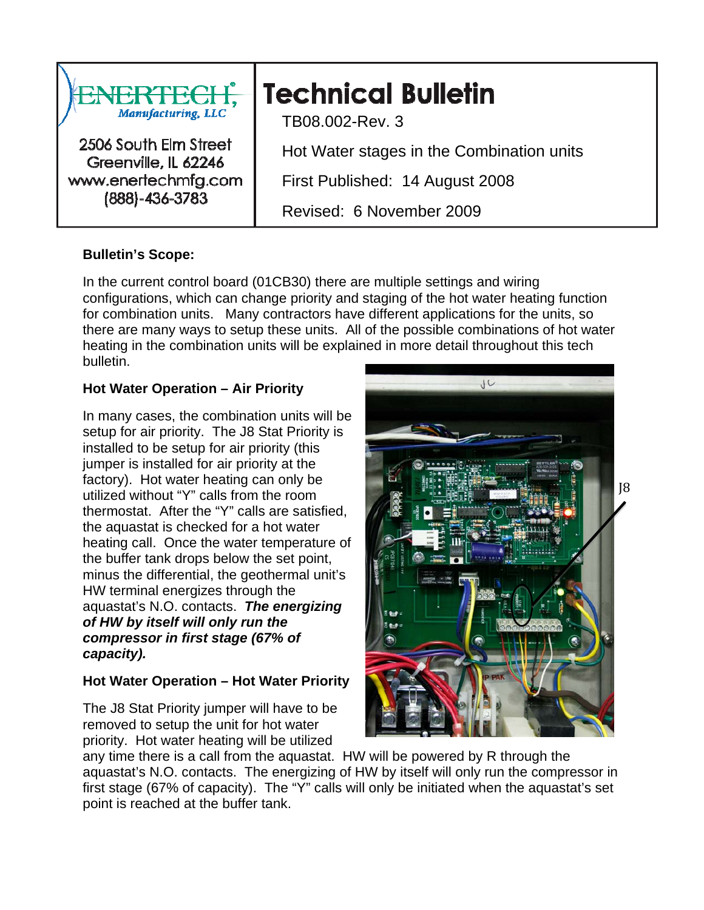ENERTECH Manufacturing, LLC

2506 South Elm Street
Greenville, IL 62246
www.enertechmfg.com
(888)-436-3783

# Technical Bulletin

TB08.002-Rev. 3

Hot Water stages in the Combination units

First Published: 14 August 2008

Revised: 6 November 2009

**Bulletin's Scope:**

In the current control board (01CB30) there are multiple settings and wiring configurations, which can change priority and staging of the hot water heating function for combination units. Many contractors have different applications for the units, so there are many ways to setup these units. All of the possible combinations of hot water heating in the combination units will be explained in more detail throughout this tech bulletin.

**Hot Water Operation – Air Priority**

In many cases, the combination units will be setup for air priority. The J8 Stat Priority is installed to be setup for air priority (this jumper is installed for air priority at the factory). Hot water heating can only be utilized without "Y" calls from the room thermostat. After the "Y" calls are satisfied, the aquastat is checked for a hot water heating call. Once the water temperature of the buffer tank drops below the set point, minus the differential, the geothermal unit's HW terminal energizes through the aquastat's N.O. contacts. ***The energizing of HW by itself will only run the compressor in first stage (67% of capacity).***

J8

**Hot Water Operation – Hot Water Priority**

The J8 Stat Priority jumper will have to be removed to setup the unit for hot water priority. Hot water heating will be utilized any time there is a call from the aquastat. HW will be powered by R through the aquastat's N.O. contacts. The energizing of HW by itself will only run the compressor in first stage (67% of capacity). The "Y" calls will only be initiated when the aquastat's set point is reached at the buffer tank.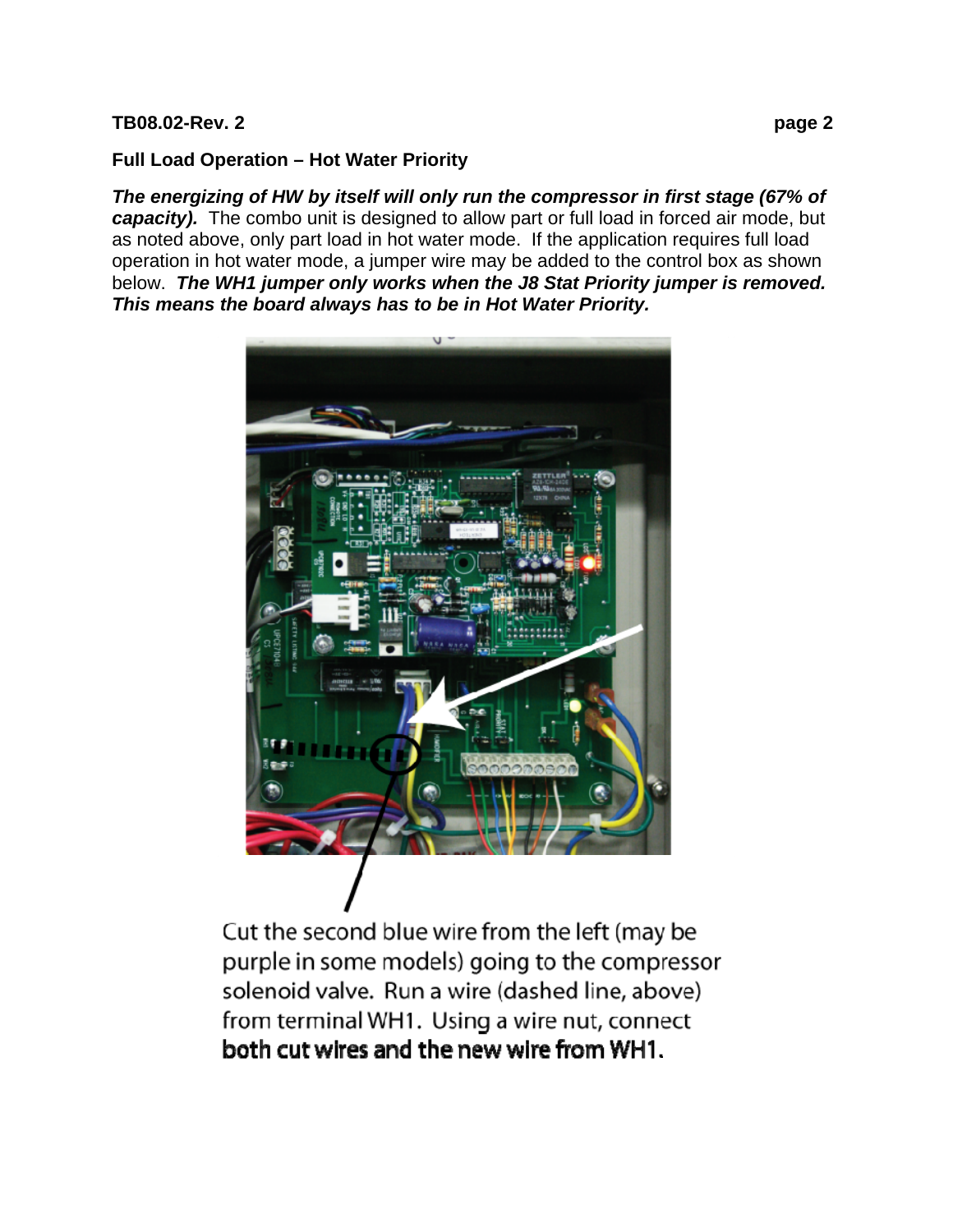## Full Load Operation – Hot Water Priority

***The energizing of HW by itself will only run the compressor in first stage (67% of capacity).*** The combo unit is designed to allow part or full load in forced air mode, but as noted above, only part load in hot water mode. If the application requires full load operation in hot water mode, a jumper wire may be added to the control box as shown below. ***The WH1 jumper only works when the J8 Stat Priority jumper is removed. This means the board always has to be in Hot Water Priority.***

Cut the second blue wire from the left (may be purple in some models) going to the compressor solenoid valve. Run a wire (dashed line, above) from terminal WH1. Using a wire nut, connect **both cut wires and the new wire from WH1.**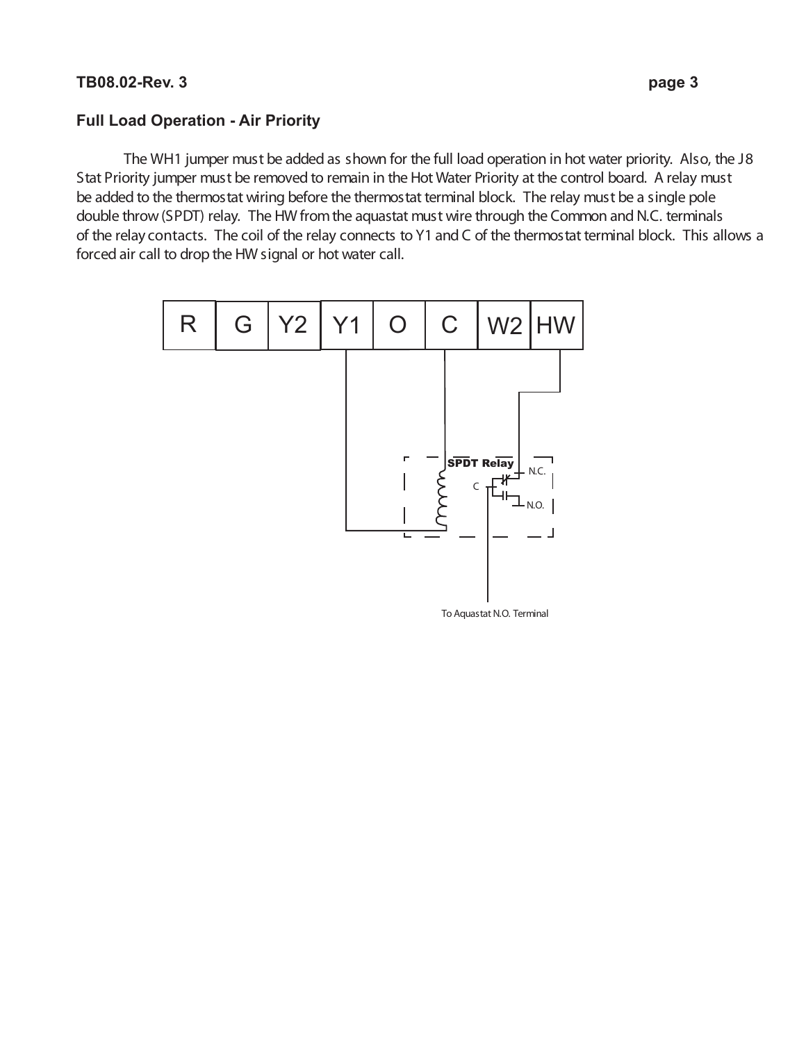## Full Load Operation - Air Priority

The WH1 jumper must be added as shown for the full load operation in hot water priority. Also, the J8 Stat Priority jumper must be removed to remain in the Hot Water Priority at the control board. A relay must be added to the thermostat wiring before the thermostat terminal block. The relay must be a single pole double throw (SPDT) relay. The HW from the aquastat must wire through the Common and N.C. terminals of the relay contacts. The coil of the relay connects to Y1 and C of the thermostat terminal block. This allows a forced air call to drop the HW signal or hot water call.

R G Y2 Y1 O C W2 HW

SPDT Relay

C

N.C.

N.O.

To Aquastat N.O. Terminal